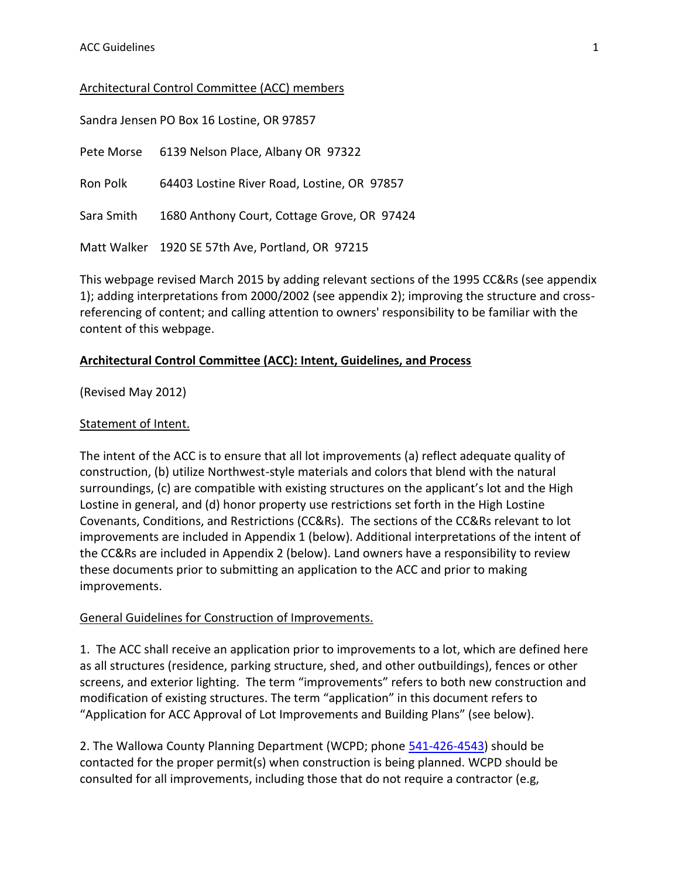Architectural Control Committee (ACC) members

Sandra Jensen PO Box 16 Lostine, OR 97857

Pete Morse 6139 Nelson Place, Albany OR 97322

Ron Polk 64403 Lostine River Road, Lostine, OR 97857

Sara Smith 1680 Anthony Court, Cottage Grove, OR 97424

Matt Walker 1920 SE 57th Ave, Portland, OR 97215

This webpage revised March 2015 by adding relevant sections of the 1995 CC&Rs (see appendix 1); adding interpretations from 2000/2002 (see appendix 2); improving the structure and cross-referencing of content; and calling attention to owners' responsibility to be familiar with the content of this webpage.

## Architectural Control Committee (ACC): Intent, Guidelines, and Process

(Revised May 2012)

### Statement of Intent.

The intent of the ACC is to ensure that all lot improvements (a) reflect adequate quality of construction, (b) utilize Northwest-style materials and colors that blend with the natural surroundings, (c) are compatible with existing structures on the applicant's lot and the High Lostine in general, and (d) honor property use restrictions set forth in the High Lostine Covenants, Conditions, and Restrictions (CC&Rs). The sections of the CC&Rs relevant to lot improvements are included in Appendix 1 (below). Additional interpretations of the intent of the CC&Rs are included in Appendix 2 (below). Land owners have a responsibility to review these documents prior to submitting an application to the ACC and prior to making improvements.

### General Guidelines for Construction of Improvements.

1. The ACC shall receive an application prior to improvements to a lot, which are defined here as all structures (residence, parking structure, shed, and other outbuildings), fences or other screens, and exterior lighting. The term "improvements" refers to both new construction and modification of existing structures. The term "application" in this document refers to "Application for ACC Approval of Lot Improvements and Building Plans" (see below).

2. The Wallowa County Planning Department (WCPD; phone 541-426-4543) should be contacted for the proper permit(s) when construction is being planned. WCPD should be consulted for all improvements, including those that do not require a contractor (e.g,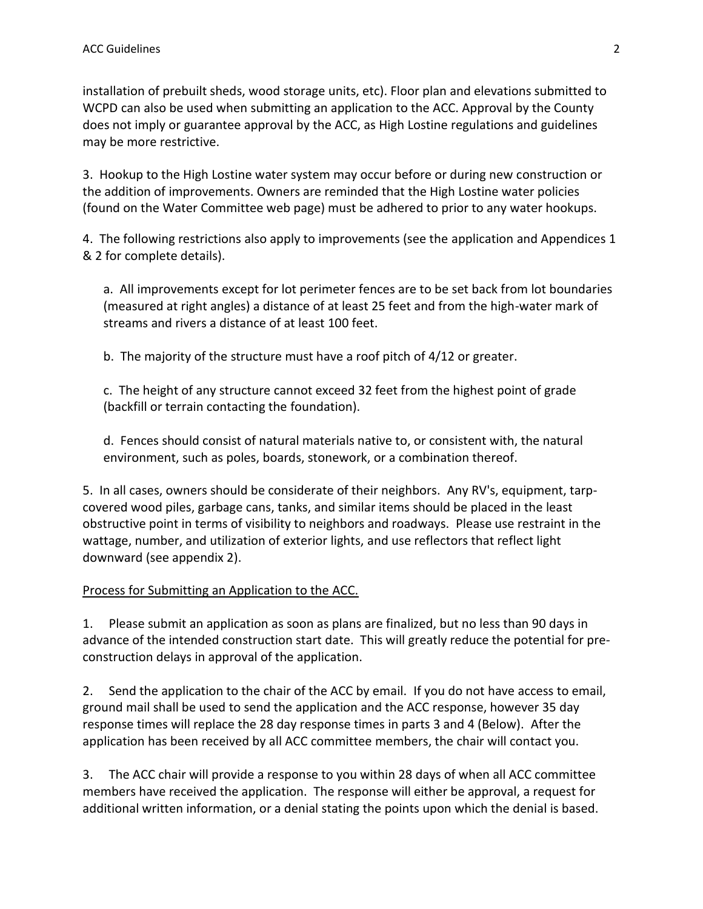installation of prebuilt sheds, wood storage units, etc). Floor plan and elevations submitted to WCPD can also be used when submitting an application to the ACC. Approval by the County does not imply or guarantee approval by the ACC, as High Lostine regulations and guidelines may be more restrictive.

3. Hookup to the High Lostine water system may occur before or during new construction or the addition of improvements. Owners are reminded that the High Lostine water policies (found on the Water Committee web page) must be adhered to prior to any water hookups.

4. The following restrictions also apply to improvements (see the application and Appendices 1 & 2 for complete details).

   a. All improvements except for lot perimeter fences are to be set back from lot boundaries (measured at right angles) a distance of at least 25 feet and from the high-water mark of streams and rivers a distance of at least 100 feet.

   b. The majority of the structure must have a roof pitch of 4/12 or greater.

   c. The height of any structure cannot exceed 32 feet from the highest point of grade (backfill or terrain contacting the foundation).

   d. Fences should consist of natural materials native to, or consistent with, the natural environment, such as poles, boards, stonework, or a combination thereof.

5. In all cases, owners should be considerate of their neighbors. Any RV's, equipment, tarp-covered wood piles, garbage cans, tanks, and similar items should be placed in the least obstructive point in terms of visibility to neighbors and roadways. Please use restraint in the wattage, number, and utilization of exterior lights, and use reflectors that reflect light downward (see appendix 2).

<u>Process for Submitting an Application to the ACC.</u>

1. Please submit an application as soon as plans are finalized, but no less than 90 days in advance of the intended construction start date. This will greatly reduce the potential for pre-construction delays in approval of the application.

2. Send the application to the chair of the ACC by email. If you do not have access to email, ground mail shall be used to send the application and the ACC response, however 35 day response times will replace the 28 day response times in parts 3 and 4 (Below). After the application has been received by all ACC committee members, the chair will contact you.

3. The ACC chair will provide a response to you within 28 days of when all ACC committee members have received the application. The response will either be approval, a request for additional written information, or a denial stating the points upon which the denial is based.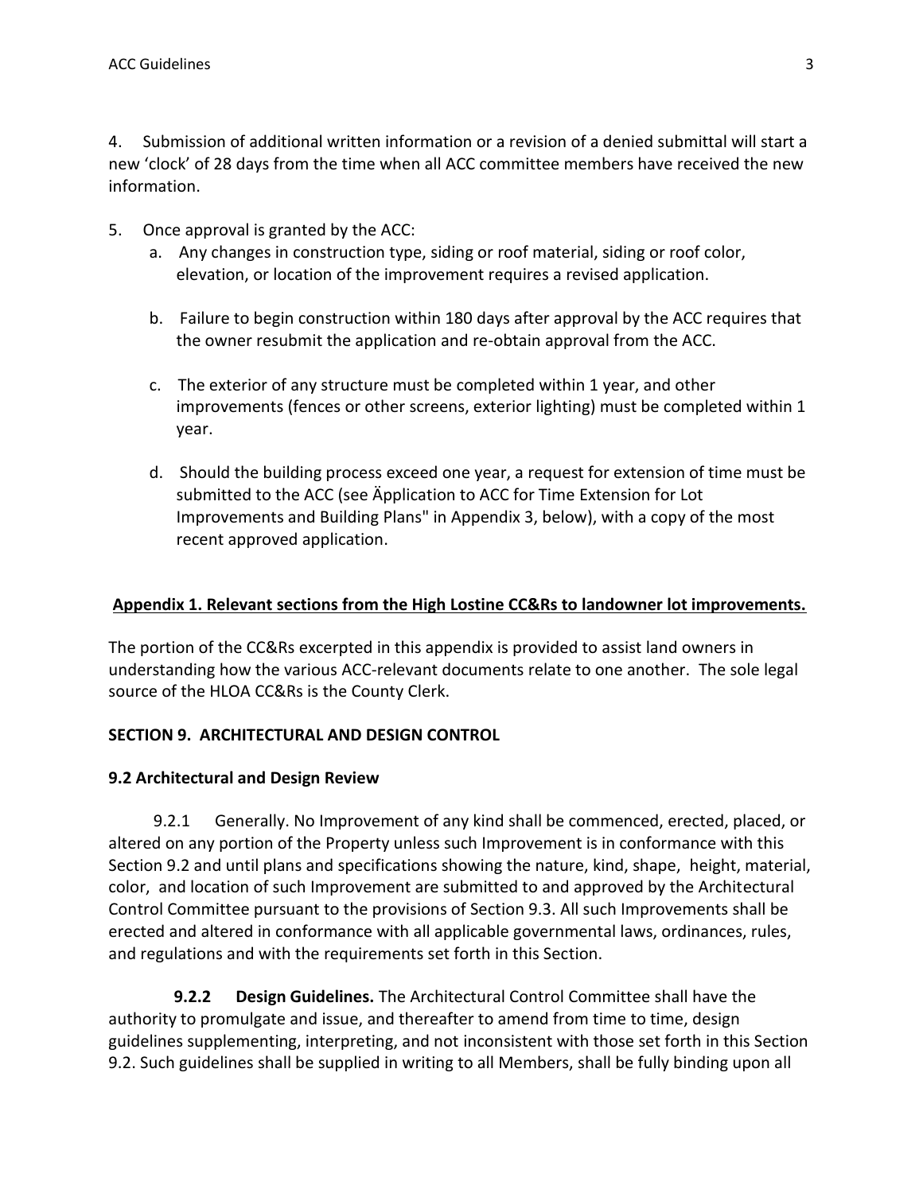4. Submission of additional written information or a revision of a denied submittal will start a new 'clock' of 28 days from the time when all ACC committee members have received the new information.

5. Once approval is granted by the ACC:
   a. Any changes in construction type, siding or roof material, siding or roof color, elevation, or location of the improvement requires a revised application.

   b. Failure to begin construction within 180 days after approval by the ACC requires that the owner resubmit the application and re-obtain approval from the ACC.

   c. The exterior of any structure must be completed within 1 year, and other improvements (fences or other screens, exterior lighting) must be completed within 1 year.

   d. Should the building process exceed one year, a request for extension of time must be submitted to the ACC (see Äpplication to ACC for Time Extension for Lot Improvements and Building Plans" in Appendix 3, below), with a copy of the most recent approved application.

## Appendix 1. Relevant sections from the High Lostine CC&Rs to landowner lot improvements.

The portion of the CC&Rs excerpted in this appendix is provided to assist land owners in understanding how the various ACC-relevant documents relate to one another. The sole legal source of the HLOA CC&Rs is the County Clerk.

### SECTION 9. ARCHITECTURAL AND DESIGN CONTROL

#### 9.2 Architectural and Design Review

9.2.1 Generally. No Improvement of any kind shall be commenced, erected, placed, or altered on any portion of the Property unless such Improvement is in conformance with this Section 9.2 and until plans and specifications showing the nature, kind, shape, height, material, color, and location of such Improvement are submitted to and approved by the Architectural Control Committee pursuant to the provisions of Section 9.3. All such Improvements shall be erected and altered in conformance with all applicable governmental laws, ordinances, rules, and regulations and with the requirements set forth in this Section.

**9.2.2 Design Guidelines.** The Architectural Control Committee shall have the authority to promulgate and issue, and thereafter to amend from time to time, design guidelines supplementing, interpreting, and not inconsistent with those set forth in this Section 9.2. Such guidelines shall be supplied in writing to all Members, shall be fully binding upon all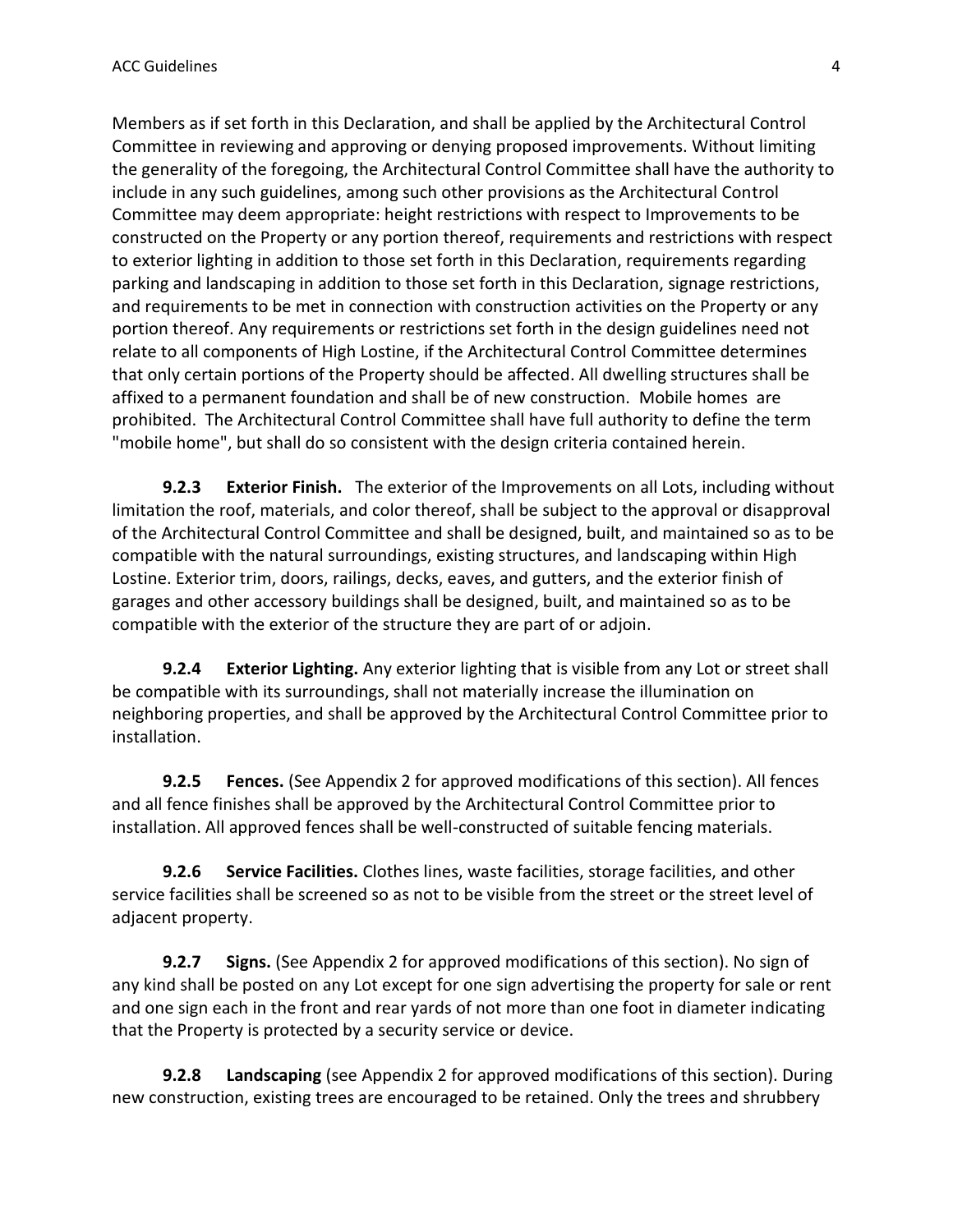Members as if set forth in this Declaration, and shall be applied by the Architectural Control Committee in reviewing and approving or denying proposed improvements. Without limiting the generality of the foregoing, the Architectural Control Committee shall have the authority to include in any such guidelines, among such other provisions as the Architectural Control Committee may deem appropriate: height restrictions with respect to Improvements to be constructed on the Property or any portion thereof, requirements and restrictions with respect to exterior lighting in addition to those set forth in this Declaration, requirements regarding parking and landscaping in addition to those set forth in this Declaration, signage restrictions, and requirements to be met in connection with construction activities on the Property or any portion thereof. Any requirements or restrictions set forth in the design guidelines need not relate to all components of High Lostine, if the Architectural Control Committee determines that only certain portions of the Property should be affected. All dwelling structures shall be affixed to a permanent foundation and shall be of new construction. Mobile homes are prohibited. The Architectural Control Committee shall have full authority to define the term "mobile home", but shall do so consistent with the design criteria contained herein.

**9.2.3 Exterior Finish.** The exterior of the Improvements on all Lots, including without limitation the roof, materials, and color thereof, shall be subject to the approval or disapproval of the Architectural Control Committee and shall be designed, built, and maintained so as to be compatible with the natural surroundings, existing structures, and landscaping within High Lostine. Exterior trim, doors, railings, decks, eaves, and gutters, and the exterior finish of garages and other accessory buildings shall be designed, built, and maintained so as to be compatible with the exterior of the structure they are part of or adjoin.

**9.2.4 Exterior Lighting.** Any exterior lighting that is visible from any Lot or street shall be compatible with its surroundings, shall not materially increase the illumination on neighboring properties, and shall be approved by the Architectural Control Committee prior to installation.

**9.2.5 Fences.** (See Appendix 2 for approved modifications of this section). All fences and all fence finishes shall be approved by the Architectural Control Committee prior to installation. All approved fences shall be well-constructed of suitable fencing materials.

**9.2.6 Service Facilities.** Clothes lines, waste facilities, storage facilities, and other service facilities shall be screened so as not to be visible from the street or the street level of adjacent property.

**9.2.7 Signs.** (See Appendix 2 for approved modifications of this section). No sign of any kind shall be posted on any Lot except for one sign advertising the property for sale or rent and one sign each in the front and rear yards of not more than one foot in diameter indicating that the Property is protected by a security service or device.

**9.2.8 Landscaping** (see Appendix 2 for approved modifications of this section). During new construction, existing trees are encouraged to be retained. Only the trees and shrubbery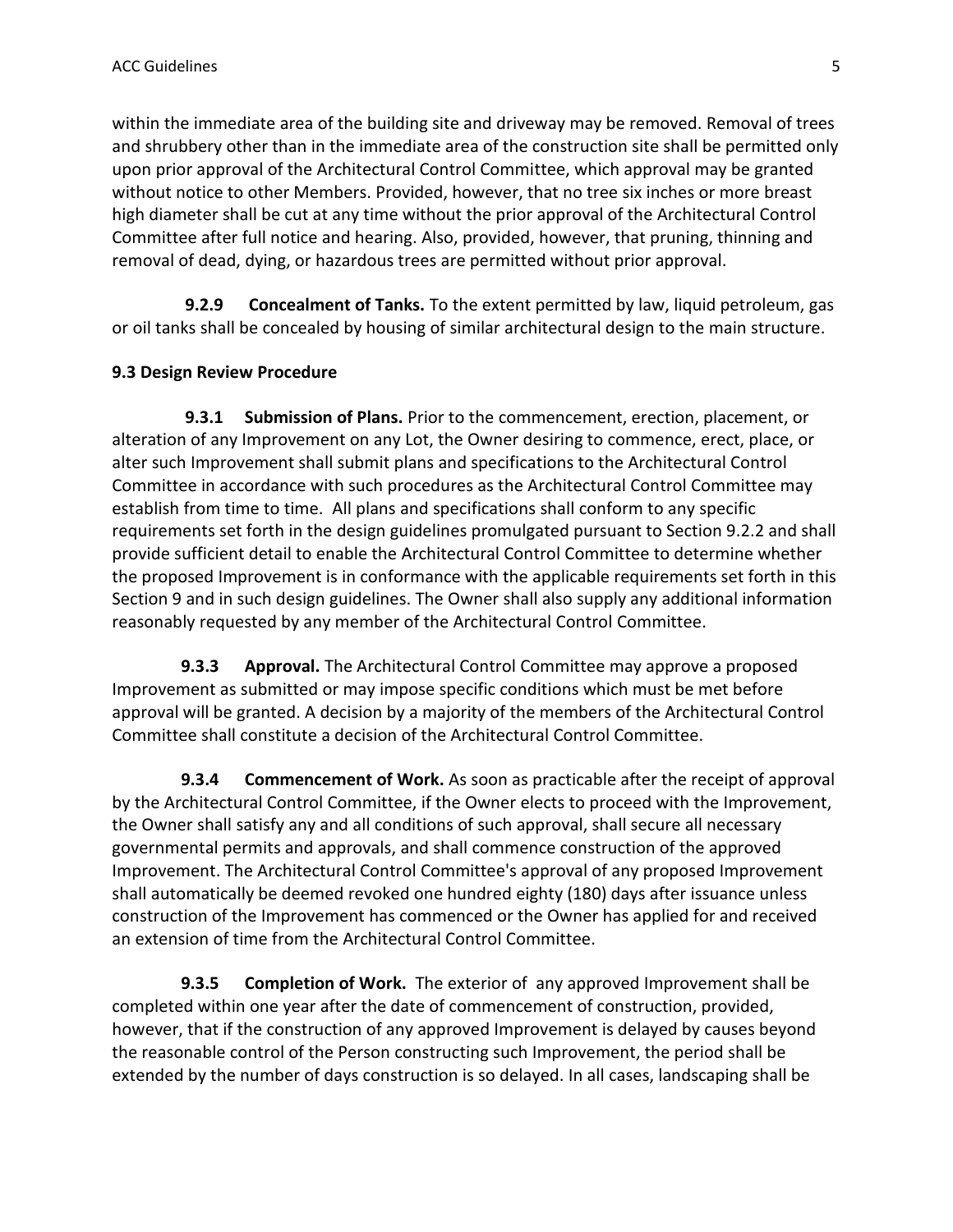within the immediate area of the building site and driveway may be removed. Removal of trees and shrubbery other than in the immediate area of the construction site shall be permitted only upon prior approval of the Architectural Control Committee, which approval may be granted without notice to other Members. Provided, however, that no tree six inches or more breast high diameter shall be cut at any time without the prior approval of the Architectural Control Committee after full notice and hearing. Also, provided, however, that pruning, thinning and removal of dead, dying, or hazardous trees are permitted without prior approval.

**9.2.9 Concealment of Tanks.** To the extent permitted by law, liquid petroleum, gas or oil tanks shall be concealed by housing of similar architectural design to the main structure.

**9.3 Design Review Procedure**

**9.3.1 Submission of Plans.** Prior to the commencement, erection, placement, or alteration of any Improvement on any Lot, the Owner desiring to commence, erect, place, or alter such Improvement shall submit plans and specifications to the Architectural Control Committee in accordance with such procedures as the Architectural Control Committee may establish from time to time. All plans and specifications shall conform to any specific requirements set forth in the design guidelines promulgated pursuant to Section 9.2.2 and shall provide sufficient detail to enable the Architectural Control Committee to determine whether the proposed Improvement is in conformance with the applicable requirements set forth in this Section 9 and in such design guidelines. The Owner shall also supply any additional information reasonably requested by any member of the Architectural Control Committee.

**9.3.3 Approval.** The Architectural Control Committee may approve a proposed Improvement as submitted or may impose specific conditions which must be met before approval will be granted. A decision by a majority of the members of the Architectural Control Committee shall constitute a decision of the Architectural Control Committee.

**9.3.4 Commencement of Work.** As soon as practicable after the receipt of approval by the Architectural Control Committee, if the Owner elects to proceed with the Improvement, the Owner shall satisfy any and all conditions of such approval, shall secure all necessary governmental permits and approvals, and shall commence construction of the approved Improvement. The Architectural Control Committee's approval of any proposed Improvement shall automatically be deemed revoked one hundred eighty (180) days after issuance unless construction of the Improvement has commenced or the Owner has applied for and received an extension of time from the Architectural Control Committee.

**9.3.5 Completion of Work.** The exterior of any approved Improvement shall be completed within one year after the date of commencement of construction, provided, however, that if the construction of any approved Improvement is delayed by causes beyond the reasonable control of the Person constructing such Improvement, the period shall be extended by the number of days construction is so delayed. In all cases, landscaping shall be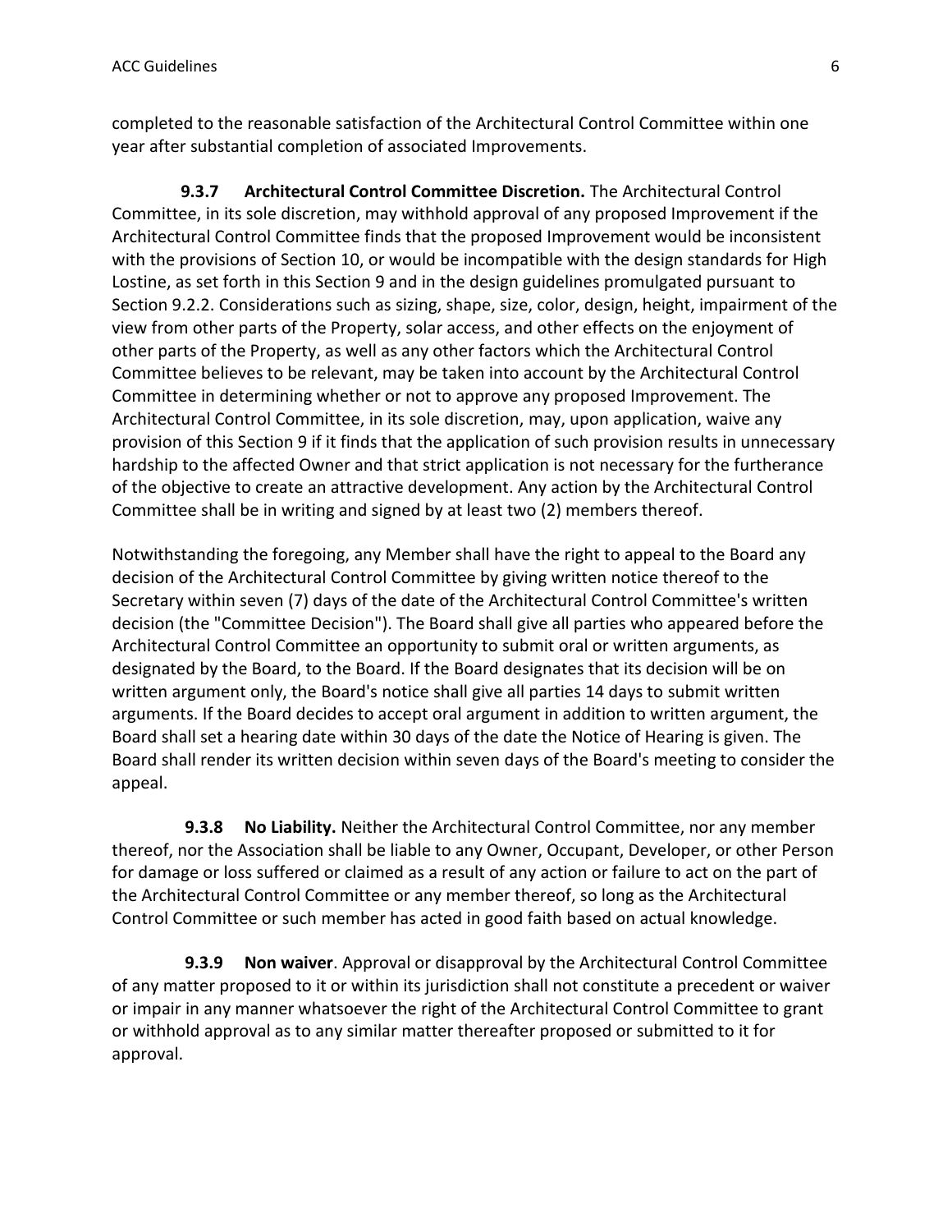completed to the reasonable satisfaction of the Architectural Control Committee within one year after substantial completion of associated Improvements.

**9.3.7 Architectural Control Committee Discretion.** The Architectural Control Committee, in its sole discretion, may withhold approval of any proposed Improvement if the Architectural Control Committee finds that the proposed Improvement would be inconsistent with the provisions of Section 10, or would be incompatible with the design standards for High Lostine, as set forth in this Section 9 and in the design guidelines promulgated pursuant to Section 9.2.2. Considerations such as sizing, shape, size, color, design, height, impairment of the view from other parts of the Property, solar access, and other effects on the enjoyment of other parts of the Property, as well as any other factors which the Architectural Control Committee believes to be relevant, may be taken into account by the Architectural Control Committee in determining whether or not to approve any proposed Improvement. The Architectural Control Committee, in its sole discretion, may, upon application, waive any provision of this Section 9 if it finds that the application of such provision results in unnecessary hardship to the affected Owner and that strict application is not necessary for the furtherance of the objective to create an attractive development. Any action by the Architectural Control Committee shall be in writing and signed by at least two (2) members thereof.

Notwithstanding the foregoing, any Member shall have the right to appeal to the Board any decision of the Architectural Control Committee by giving written notice thereof to the Secretary within seven (7) days of the date of the Architectural Control Committee's written decision (the "Committee Decision"). The Board shall give all parties who appeared before the Architectural Control Committee an opportunity to submit oral or written arguments, as designated by the Board, to the Board. If the Board designates that its decision will be on written argument only, the Board's notice shall give all parties 14 days to submit written arguments. If the Board decides to accept oral argument in addition to written argument, the Board shall set a hearing date within 30 days of the date the Notice of Hearing is given. The Board shall render its written decision within seven days of the Board's meeting to consider the appeal.

**9.3.8 No Liability.** Neither the Architectural Control Committee, nor any member thereof, nor the Association shall be liable to any Owner, Occupant, Developer, or other Person for damage or loss suffered or claimed as a result of any action or failure to act on the part of the Architectural Control Committee or any member thereof, so long as the Architectural Control Committee or such member has acted in good faith based on actual knowledge.

**9.3.9 Non waiver**. Approval or disapproval by the Architectural Control Committee of any matter proposed to it or within its jurisdiction shall not constitute a precedent or waiver or impair in any manner whatsoever the right of the Architectural Control Committee to grant or withhold approval as to any similar matter thereafter proposed or submitted to it for approval.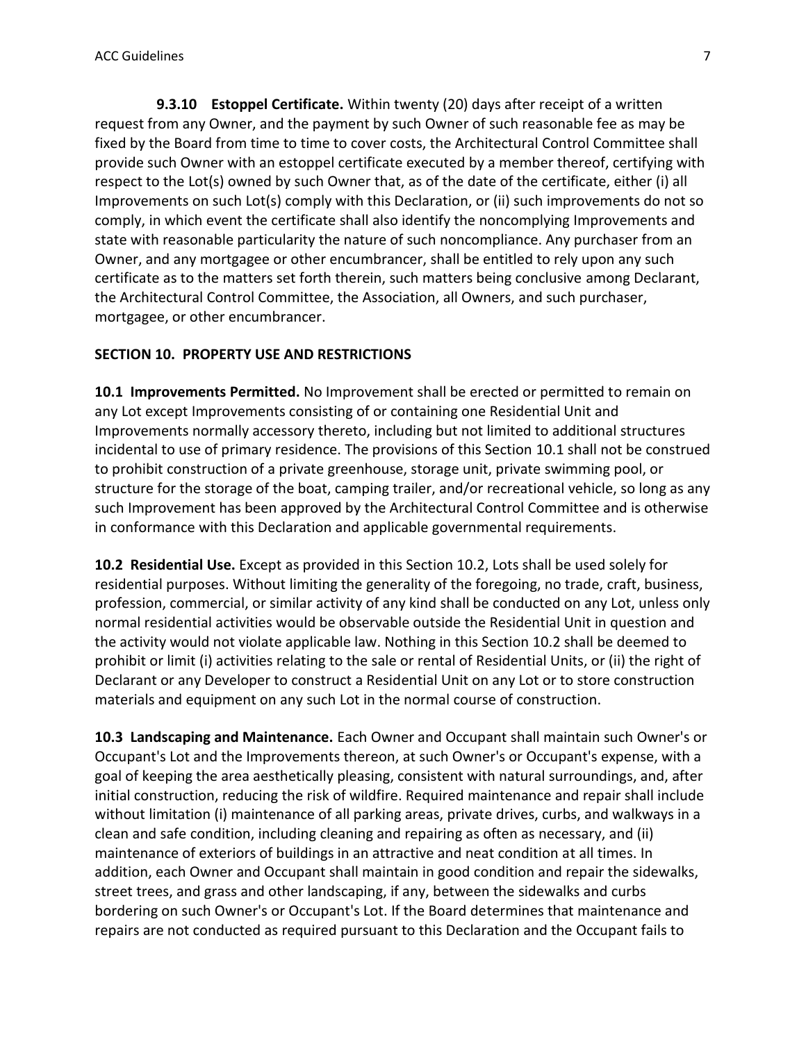**9.3.10 Estoppel Certificate.** Within twenty (20) days after receipt of a written request from any Owner, and the payment by such Owner of such reasonable fee as may be fixed by the Board from time to time to cover costs, the Architectural Control Committee shall provide such Owner with an estoppel certificate executed by a member thereof, certifying with respect to the Lot(s) owned by such Owner that, as of the date of the certificate, either (i) all Improvements on such Lot(s) comply with this Declaration, or (ii) such improvements do not so comply, in which event the certificate shall also identify the noncomplying Improvements and state with reasonable particularity the nature of such noncompliance. Any purchaser from an Owner, and any mortgagee or other encumbrancer, shall be entitled to rely upon any such certificate as to the matters set forth therein, such matters being conclusive among Declarant, the Architectural Control Committee, the Association, all Owners, and such purchaser, mortgagee, or other encumbrancer.

## SECTION 10. PROPERTY USE AND RESTRICTIONS

**10.1 Improvements Permitted.** No Improvement shall be erected or permitted to remain on any Lot except Improvements consisting of or containing one Residential Unit and Improvements normally accessory thereto, including but not limited to additional structures incidental to use of primary residence. The provisions of this Section 10.1 shall not be construed to prohibit construction of a private greenhouse, storage unit, private swimming pool, or structure for the storage of the boat, camping trailer, and/or recreational vehicle, so long as any such Improvement has been approved by the Architectural Control Committee and is otherwise in conformance with this Declaration and applicable governmental requirements.

**10.2 Residential Use.** Except as provided in this Section 10.2, Lots shall be used solely for residential purposes. Without limiting the generality of the foregoing, no trade, craft, business, profession, commercial, or similar activity of any kind shall be conducted on any Lot, unless only normal residential activities would be observable outside the Residential Unit in question and the activity would not violate applicable law. Nothing in this Section 10.2 shall be deemed to prohibit or limit (i) activities relating to the sale or rental of Residential Units, or (ii) the right of Declarant or any Developer to construct a Residential Unit on any Lot or to store construction materials and equipment on any such Lot in the normal course of construction.

**10.3 Landscaping and Maintenance.** Each Owner and Occupant shall maintain such Owner's or Occupant's Lot and the Improvements thereon, at such Owner's or Occupant's expense, with a goal of keeping the area aesthetically pleasing, consistent with natural surroundings, and, after initial construction, reducing the risk of wildfire. Required maintenance and repair shall include without limitation (i) maintenance of all parking areas, private drives, curbs, and walkways in a clean and safe condition, including cleaning and repairing as often as necessary, and (ii) maintenance of exteriors of buildings in an attractive and neat condition at all times. In addition, each Owner and Occupant shall maintain in good condition and repair the sidewalks, street trees, and grass and other landscaping, if any, between the sidewalks and curbs bordering on such Owner's or Occupant's Lot. If the Board determines that maintenance and repairs are not conducted as required pursuant to this Declaration and the Occupant fails to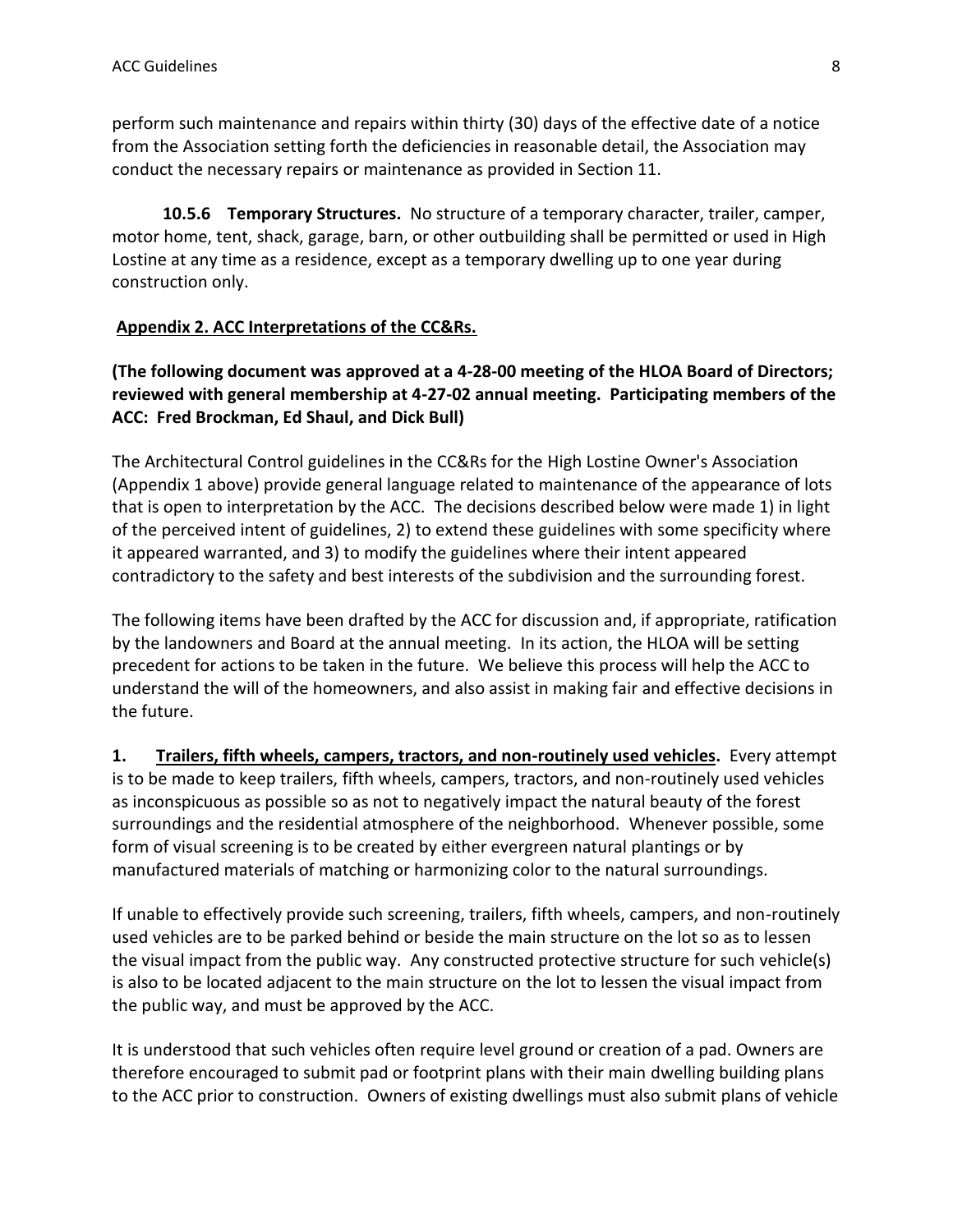perform such maintenance and repairs within thirty (30) days of the effective date of a notice from the Association setting forth the deficiencies in reasonable detail, the Association may conduct the necessary repairs or maintenance as provided in Section 11.

**10.5.6 Temporary Structures.** No structure of a temporary character, trailer, camper, motor home, tent, shack, garage, barn, or other outbuilding shall be permitted or used in High Lostine at any time as a residence, except as a temporary dwelling up to one year during construction only.

## Appendix 2. ACC Interpretations of the CC&Rs.

**(The following document was approved at a 4-28-00 meeting of the HLOA Board of Directors; reviewed with general membership at 4-27-02 annual meeting. Participating members of the ACC: Fred Brockman, Ed Shaul, and Dick Bull)**

The Architectural Control guidelines in the CC&Rs for the High Lostine Owner's Association (Appendix 1 above) provide general language related to maintenance of the appearance of lots that is open to interpretation by the ACC. The decisions described below were made 1) in light of the perceived intent of guidelines, 2) to extend these guidelines with some specificity where it appeared warranted, and 3) to modify the guidelines where their intent appeared contradictory to the safety and best interests of the subdivision and the surrounding forest.

The following items have been drafted by the ACC for discussion and, if appropriate, ratification by the landowners and Board at the annual meeting. In its action, the HLOA will be setting precedent for actions to be taken in the future. We believe this process will help the ACC to understand the will of the homeowners, and also assist in making fair and effective decisions in the future.

**1. Trailers, fifth wheels, campers, tractors, and non-routinely used vehicles.** Every attempt is to be made to keep trailers, fifth wheels, campers, tractors, and non-routinely used vehicles as inconspicuous as possible so as not to negatively impact the natural beauty of the forest surroundings and the residential atmosphere of the neighborhood. Whenever possible, some form of visual screening is to be created by either evergreen natural plantings or by manufactured materials of matching or harmonizing color to the natural surroundings.

If unable to effectively provide such screening, trailers, fifth wheels, campers, and non-routinely used vehicles are to be parked behind or beside the main structure on the lot so as to lessen the visual impact from the public way. Any constructed protective structure for such vehicle(s) is also to be located adjacent to the main structure on the lot to lessen the visual impact from the public way, and must be approved by the ACC.

It is understood that such vehicles often require level ground or creation of a pad. Owners are therefore encouraged to submit pad or footprint plans with their main dwelling building plans to the ACC prior to construction. Owners of existing dwellings must also submit plans of vehicle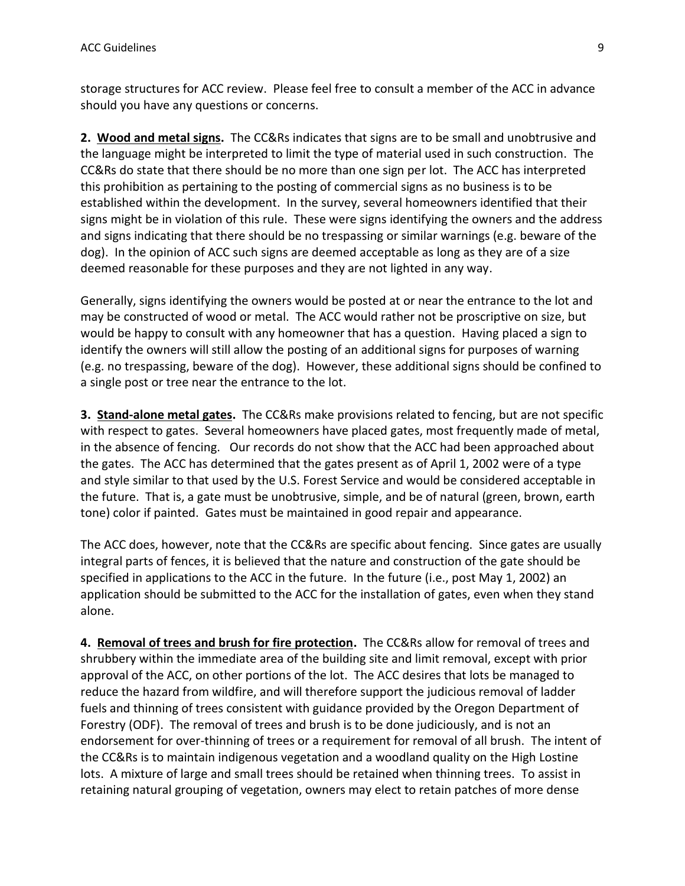storage structures for ACC review. Please feel free to consult a member of the ACC in advance should you have any questions or concerns.

**2. Wood and metal signs.** The CC&Rs indicates that signs are to be small and unobtrusive and the language might be interpreted to limit the type of material used in such construction. The CC&Rs do state that there should be no more than one sign per lot. The ACC has interpreted this prohibition as pertaining to the posting of commercial signs as no business is to be established within the development. In the survey, several homeowners identified that their signs might be in violation of this rule. These were signs identifying the owners and the address and signs indicating that there should be no trespassing or similar warnings (e.g. beware of the dog). In the opinion of ACC such signs are deemed acceptable as long as they are of a size deemed reasonable for these purposes and they are not lighted in any way.

Generally, signs identifying the owners would be posted at or near the entrance to the lot and may be constructed of wood or metal. The ACC would rather not be proscriptive on size, but would be happy to consult with any homeowner that has a question. Having placed a sign to identify the owners will still allow the posting of an additional signs for purposes of warning (e.g. no trespassing, beware of the dog). However, these additional signs should be confined to a single post or tree near the entrance to the lot.

**3. Stand-alone metal gates.** The CC&Rs make provisions related to fencing, but are not specific with respect to gates. Several homeowners have placed gates, most frequently made of metal, in the absence of fencing. Our records do not show that the ACC had been approached about the gates. The ACC has determined that the gates present as of April 1, 2002 were of a type and style similar to that used by the U.S. Forest Service and would be considered acceptable in the future. That is, a gate must be unobtrusive, simple, and be of natural (green, brown, earth tone) color if painted. Gates must be maintained in good repair and appearance.

The ACC does, however, note that the CC&Rs are specific about fencing. Since gates are usually integral parts of fences, it is believed that the nature and construction of the gate should be specified in applications to the ACC in the future. In the future (i.e., post May 1, 2002) an application should be submitted to the ACC for the installation of gates, even when they stand alone.

**4. Removal of trees and brush for fire protection.** The CC&Rs allow for removal of trees and shrubbery within the immediate area of the building site and limit removal, except with prior approval of the ACC, on other portions of the lot. The ACC desires that lots be managed to reduce the hazard from wildfire, and will therefore support the judicious removal of ladder fuels and thinning of trees consistent with guidance provided by the Oregon Department of Forestry (ODF). The removal of trees and brush is to be done judiciously, and is not an endorsement for over-thinning of trees or a requirement for removal of all brush. The intent of the CC&Rs is to maintain indigenous vegetation and a woodland quality on the High Lostine lots. A mixture of large and small trees should be retained when thinning trees. To assist in retaining natural grouping of vegetation, owners may elect to retain patches of more dense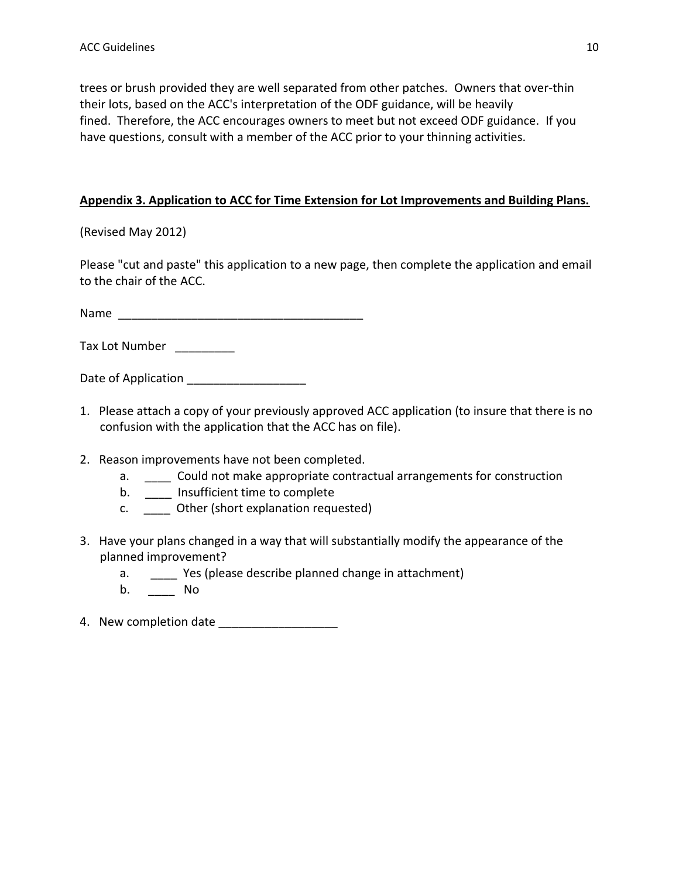trees or brush provided they are well separated from other patches. Owners that over-thin their lots, based on the ACC's interpretation of the ODF guidance, will be heavily fined. Therefore, the ACC encourages owners to meet but not exceed ODF guidance. If you have questions, consult with a member of the ACC prior to your thinning activities.

## **Appendix 3. Application to ACC for Time Extension for Lot Improvements and Building Plans.**

(Revised May 2012)

Please "cut and paste" this application to a new page, then complete the application and email to the chair of the ACC.

Name ______________________________________

Tax Lot Number _________

Date of Application __________________

1. Please attach a copy of your previously approved ACC application (to insure that there is no confusion with the application that the ACC has on file).

2. Reason improvements have not been completed.
   a. ____ Could not make appropriate contractual arrangements for construction
   b. ____ Insufficient time to complete
   c. ____ Other (short explanation requested)

3. Have your plans changed in a way that will substantially modify the appearance of the planned improvement?
   a. ____ Yes (please describe planned change in attachment)
   b. ____ No

4. New completion date __________________